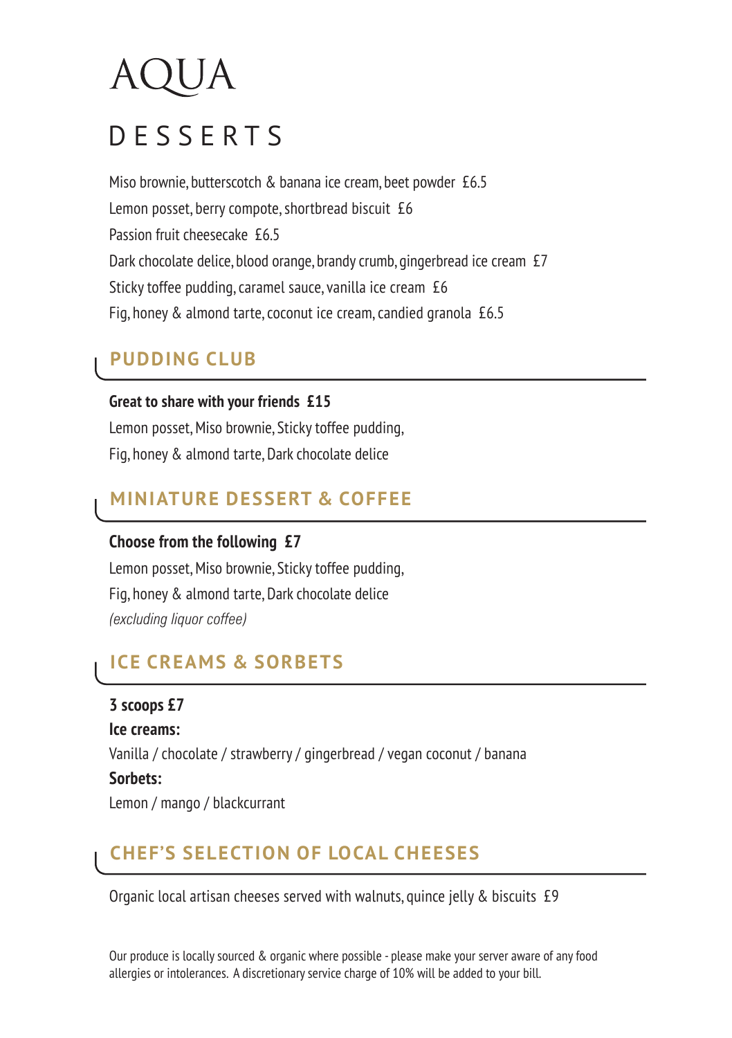# AQUA

## DESSERTS

Miso brownie, butterscotch & banana ice cream, beet powder £6.5

Lemon posset, berry compote, shortbread biscuit £6

Passion fruit cheesecake £6.5

Dark chocolate delice, blood orange, brandy crumb, gingerbread ice cream £7

Sticky toffee pudding, caramel sauce, vanilla ice cream £6

Fig, honey & almond tarte, coconut ice cream, candied granola £6.5

### PUDDING CLUB

**Great to share with your friends £15**

Lemon posset, Miso brownie, Sticky toffee pudding,
Fig, honey & almond tarte, Dark chocolate delice

### MINIATURE DESSERT & COFFEE

**Choose from the following £7**

Lemon posset, Miso brownie, Sticky toffee pudding,
Fig, honey & almond tarte, Dark chocolate delice
*(excluding liquor coffee)*

### ICE CREAMS & SORBETS

**3 scoops £7**

**Ice creams:**

Vanilla / chocolate / strawberry / gingerbread / vegan coconut / banana

**Sorbets:**

Lemon / mango / blackcurrant

### CHEF'S SELECTION OF LOCAL CHEESES

Organic local artisan cheeses served with walnuts, quince jelly & biscuits £9

Our produce is locally sourced & organic where possible - please make your server aware of any food allergies or intolerances. A discretionary service charge of 10% will be added to your bill.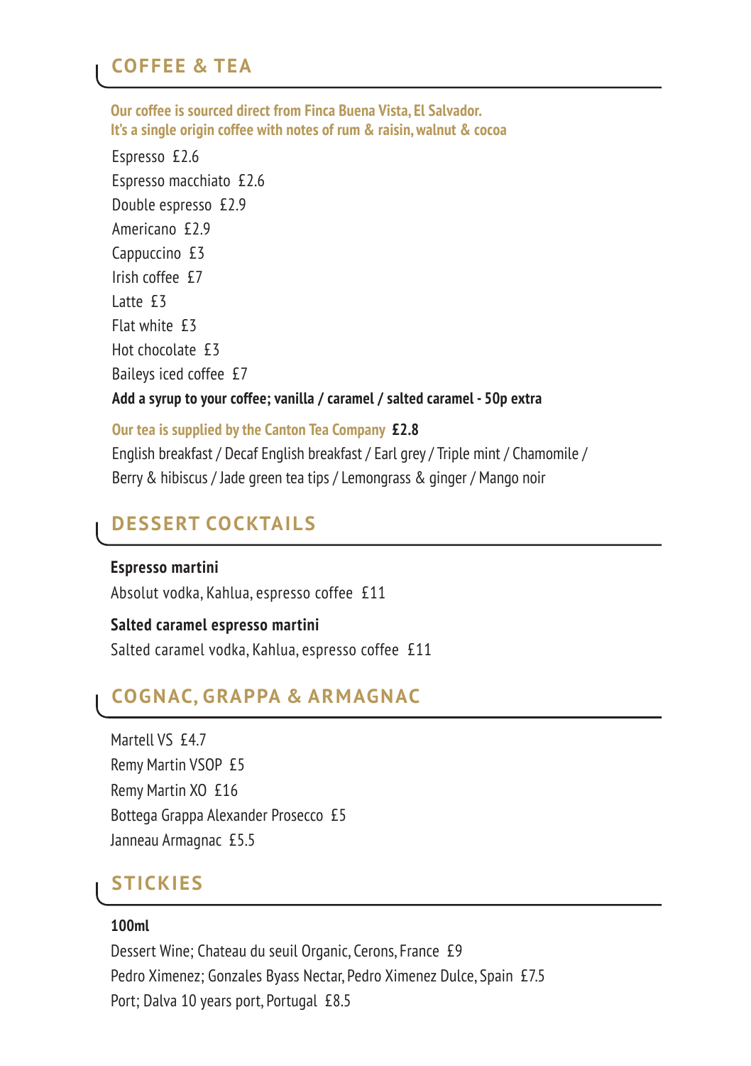## COFFEE & TEA

**Our coffee is sourced direct from Finca Buena Vista, El Salvador.**
**It's a single origin coffee with notes of rum & raisin, walnut & cocoa**

Espresso £2.6
Espresso macchiato £2.6
Double espresso £2.9
Americano £2.9
Cappuccino £3
Irish coffee £7
Latte £3
Flat white £3
Hot chocolate £3
Baileys iced coffee £7

**Add a syrup to your coffee; vanilla / caramel / salted caramel - 50p extra**

Our tea is supplied by the Canton Tea Company **£2.8**
English breakfast / Decaf English breakfast / Earl grey / Triple mint / Chamomile / Berry & hibiscus / Jade green tea tips / Lemongrass & ginger / Mango noir

## DESSERT COCKTAILS

**Espresso martini**
Absolut vodka, Kahlua, espresso coffee £11

**Salted caramel espresso martini**
Salted caramel vodka, Kahlua, espresso coffee £11

## COGNAC, GRAPPA & ARMAGNAC

Martell VS £4.7
Remy Martin VSOP £5
Remy Martin XO £16
Bottega Grappa Alexander Prosecco £5
Janneau Armagnac £5.5

## STICKIES

**100ml**

Dessert Wine; Chateau du seuil Organic, Cerons, France £9
Pedro Ximenez; Gonzales Byass Nectar, Pedro Ximenez Dulce, Spain £7.5
Port; Dalva 10 years port, Portugal £8.5